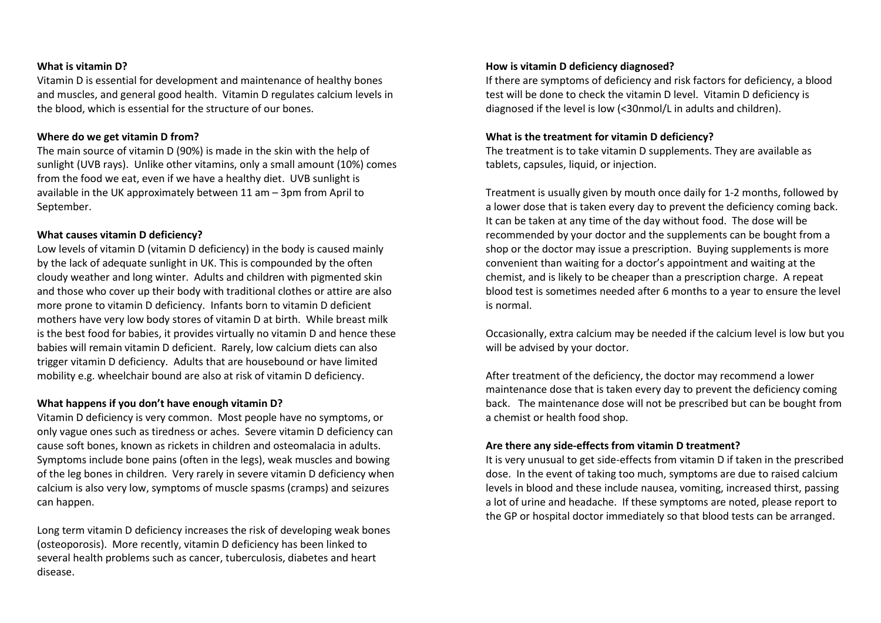**What is vitamin D?**

Vitamin D is essential for development and maintenance of healthy bones and muscles, and general good health. Vitamin D regulates calcium levels in the blood, which is essential for the structure of our bones.

**Where do we get vitamin D from?**

The main source of vitamin D (90%) is made in the skin with the help of sunlight (UVB rays). Unlike other vitamins, only a small amount (10%) comes from the food we eat, even if we have a healthy diet. UVB sunlight is available in the UK approximately between 11 am – 3pm from April to September.

**What causes vitamin D deficiency?**

Low levels of vitamin D (vitamin D deficiency) in the body is caused mainly by the lack of adequate sunlight in UK. This is compounded by the often cloudy weather and long winter. Adults and children with pigmented skin and those who cover up their body with traditional clothes or attire are also more prone to vitamin D deficiency. Infants born to vitamin D deficient mothers have very low body stores of vitamin D at birth. While breast milk is the best food for babies, it provides virtually no vitamin D and hence these babies will remain vitamin D deficient. Rarely, low calcium diets can also trigger vitamin D deficiency. Adults that are housebound or have limited mobility e.g. wheelchair bound are also at risk of vitamin D deficiency.

**What happens if you don't have enough vitamin D?**

Vitamin D deficiency is very common. Most people have no symptoms, or only vague ones such as tiredness or aches. Severe vitamin D deficiency can cause soft bones, known as rickets in children and osteomalacia in adults. Symptoms include bone pains (often in the legs), weak muscles and bowing of the leg bones in children. Very rarely in severe vitamin D deficiency when calcium is also very low, symptoms of muscle spasms (cramps) and seizures can happen.

Long term vitamin D deficiency increases the risk of developing weak bones (osteoporosis). More recently, vitamin D deficiency has been linked to several health problems such as cancer, tuberculosis, diabetes and heart disease.

**How is vitamin D deficiency diagnosed?**

If there are symptoms of deficiency and risk factors for deficiency, a blood test will be done to check the vitamin D level. Vitamin D deficiency is diagnosed if the level is low (<30nmol/L in adults and children).

**What is the treatment for vitamin D deficiency?**

The treatment is to take vitamin D supplements. They are available as tablets, capsules, liquid, or injection.

Treatment is usually given by mouth once daily for 1-2 months, followed by a lower dose that is taken every day to prevent the deficiency coming back. It can be taken at any time of the day without food. The dose will be recommended by your doctor and the supplements can be bought from a shop or the doctor may issue a prescription. Buying supplements is more convenient than waiting for a doctor's appointment and waiting at the chemist, and is likely to be cheaper than a prescription charge. A repeat blood test is sometimes needed after 6 months to a year to ensure the level is normal.

Occasionally, extra calcium may be needed if the calcium level is low but you will be advised by your doctor.

After treatment of the deficiency, the doctor may recommend a lower maintenance dose that is taken every day to prevent the deficiency coming back. The maintenance dose will not be prescribed but can be bought from a chemist or health food shop.

**Are there any side-effects from vitamin D treatment?**

It is very unusual to get side-effects from vitamin D if taken in the prescribed dose. In the event of taking too much, symptoms are due to raised calcium levels in blood and these include nausea, vomiting, increased thirst, passing a lot of urine and headache. If these symptoms are noted, please report to the GP or hospital doctor immediately so that blood tests can be arranged.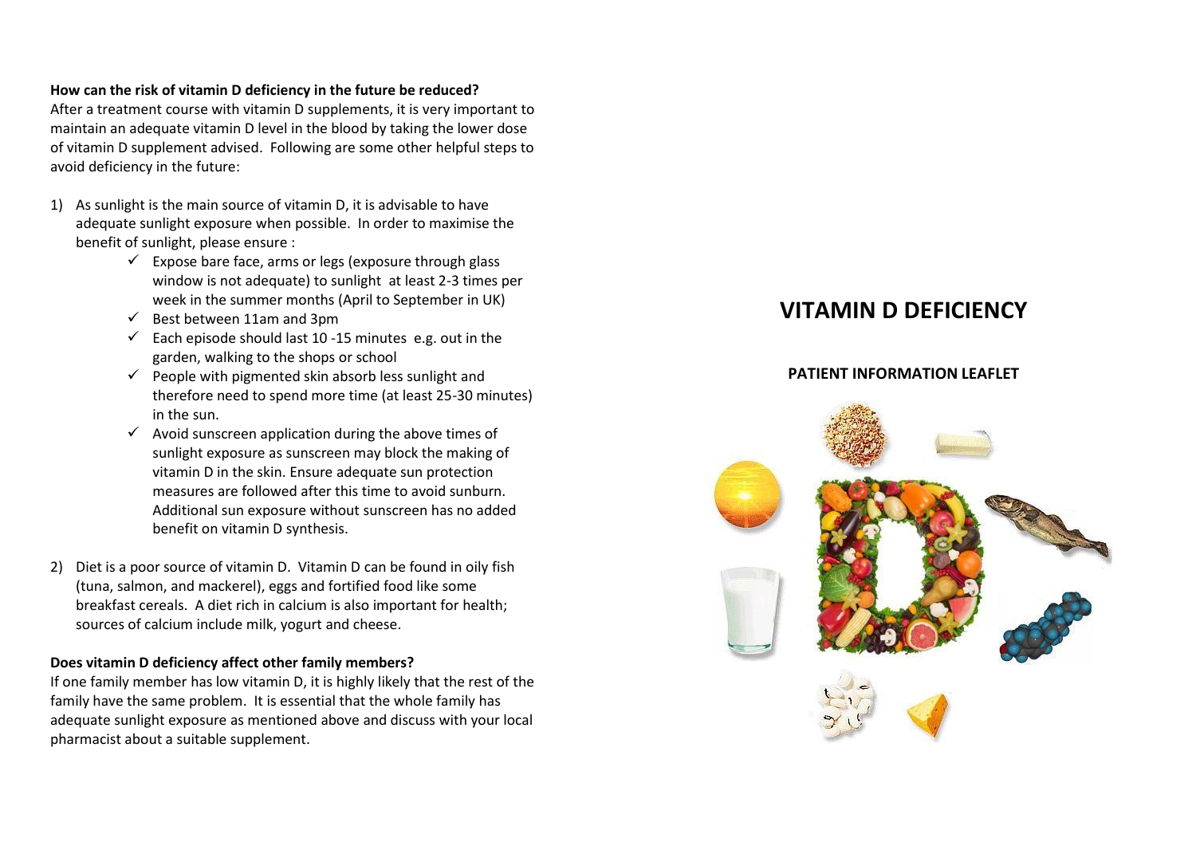**How can the risk of vitamin D deficiency in the future be reduced?**

After a treatment course with vitamin D supplements, it is very important to maintain an adequate vitamin D level in the blood by taking the lower dose of vitamin D supplement advised. Following are some other helpful steps to avoid deficiency in the future:

1) As sunlight is the main source of vitamin D, it is advisable to have adequate sunlight exposure when possible. In order to maximise the benefit of sunlight, please ensure :
   - ✓ Expose bare face, arms or legs (exposure through glass window is not adequate) to sunlight at least 2-3 times per week in the summer months (April to September in UK)
   - ✓ Best between 11am and 3pm
   - ✓ Each episode should last 10 -15 minutes e.g. out in the garden, walking to the shops or school
   - ✓ People with pigmented skin absorb less sunlight and therefore need to spend more time (at least 25-30 minutes) in the sun.
   - ✓ Avoid sunscreen application during the above times of sunlight exposure as sunscreen may block the making of vitamin D in the skin. Ensure adequate sun protection measures are followed after this time to avoid sunburn. Additional sun exposure without sunscreen has no added benefit on vitamin D synthesis.

2) Diet is a poor source of vitamin D. Vitamin D can be found in oily fish (tuna, salmon, and mackerel), eggs and fortified food like some breakfast cereals. A diet rich in calcium is also important for health; sources of calcium include milk, yogurt and cheese.

**Does vitamin D deficiency affect other family members?**

If one family member has low vitamin D, it is highly likely that the rest of the family have the same problem. It is essential that the whole family has adequate sunlight exposure as mentioned above and discuss with your local pharmacist about a suitable supplement.

# VITAMIN D DEFICIENCY

## PATIENT INFORMATION LEAFLET